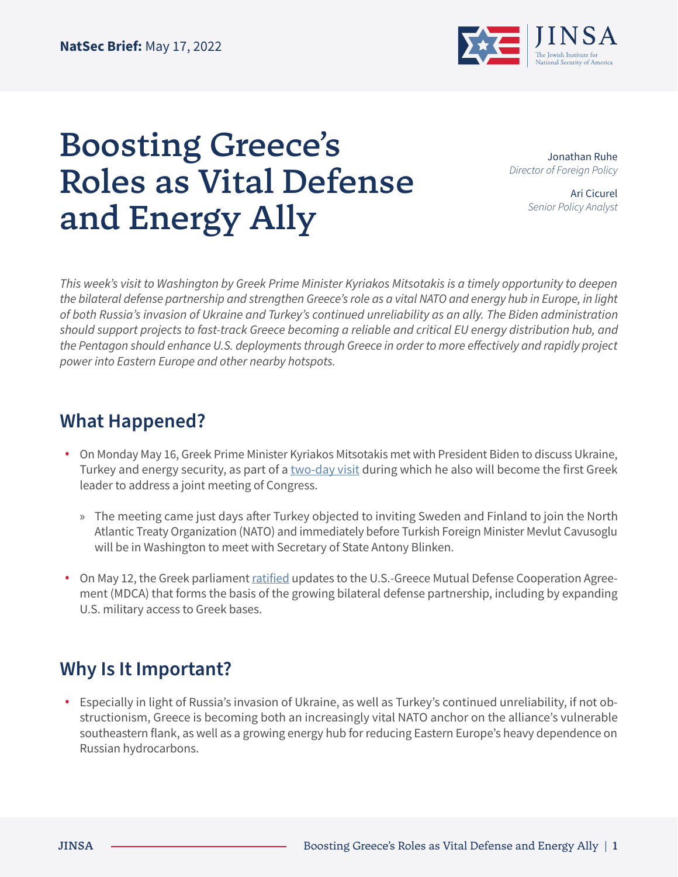**NatSec Brief:** May 17, 2022

# Boosting Greece's Roles as Vital Defense and Energy Ally

Jonathan Ruhe
*Director of Foreign Policy*

Ari Cicurel
*Senior Policy Analyst*

*This week's visit to Washington by Greek Prime Minister Kyriakos Mitsotakis is a timely opportunity to deepen the bilateral defense partnership and strengthen Greece's role as a vital NATO and energy hub in Europe, in light of both Russia's invasion of Ukraine and Turkey's continued unreliability as an ally. The Biden administration should support projects to fast-track Greece becoming a reliable and critical EU energy distribution hub, and the Pentagon should enhance U.S. deployments through Greece in order to more effectively and rapidly project power into Eastern Europe and other nearby hotspots.*

## What Happened?

- On Monday May 16, Greek Prime Minister Kyriakos Mitsotakis met with President Biden to discuss Ukraine, Turkey and energy security, as part of a two-day visit during which he also will become the first Greek leader to address a joint meeting of Congress.
  - The meeting came just days after Turkey objected to inviting Sweden and Finland to join the North Atlantic Treaty Organization (NATO) and immediately before Turkish Foreign Minister Mevlut Cavusoglu will be in Washington to meet with Secretary of State Antony Blinken.
- On May 12, the Greek parliament ratified updates to the U.S.-Greece Mutual Defense Cooperation Agreement (MDCA) that forms the basis of the growing bilateral defense partnership, including by expanding U.S. military access to Greek bases.

## Why Is It Important?

- Especially in light of Russia's invasion of Ukraine, as well as Turkey's continued unreliability, if not obstructionism, Greece is becoming both an increasingly vital NATO anchor on the alliance's vulnerable southeastern flank, as well as a growing energy hub for reducing Eastern Europe's heavy dependence on Russian hydrocarbons.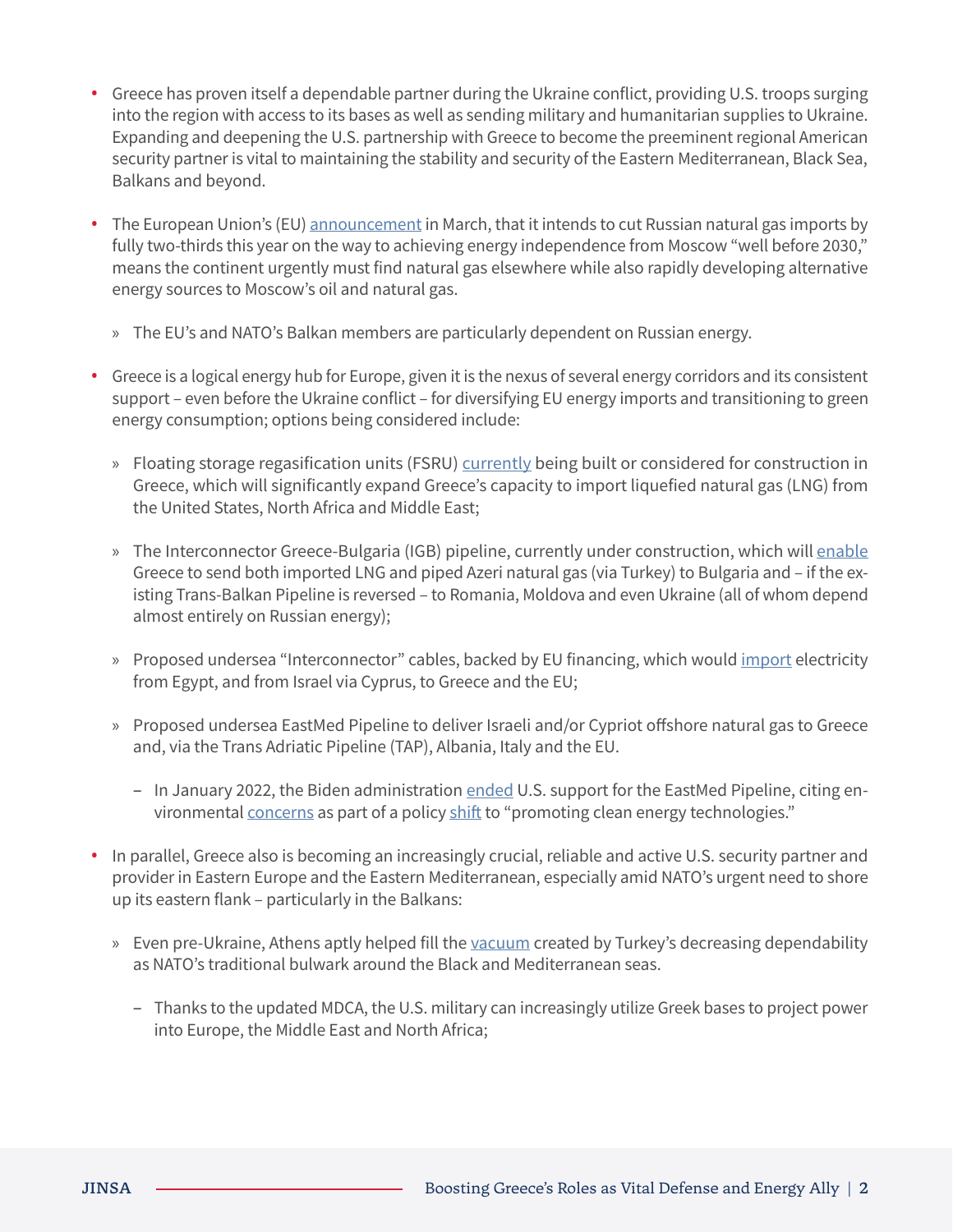- Greece has proven itself a dependable partner during the Ukraine conflict, providing U.S. troops surging into the region with access to its bases as well as sending military and humanitarian supplies to Ukraine. Expanding and deepening the U.S. partnership with Greece to become the preeminent regional American security partner is vital to maintaining the stability and security of the Eastern Mediterranean, Black Sea, Balkans and beyond.

- The European Union's (EU) announcement in March, that it intends to cut Russian natural gas imports by fully two-thirds this year on the way to achieving energy independence from Moscow "well before 2030," means the continent urgently must find natural gas elsewhere while also rapidly developing alternative energy sources to Moscow's oil and natural gas.

  - The EU's and NATO's Balkan members are particularly dependent on Russian energy.

- Greece is a logical energy hub for Europe, given it is the nexus of several energy corridors and its consistent support – even before the Ukraine conflict – for diversifying EU energy imports and transitioning to green energy consumption; options being considered include:

  - Floating storage regasification units (FSRU) currently being built or considered for construction in Greece, which will significantly expand Greece's capacity to import liquefied natural gas (LNG) from the United States, North Africa and Middle East;

  - The Interconnector Greece-Bulgaria (IGB) pipeline, currently under construction, which will enable Greece to send both imported LNG and piped Azeri natural gas (via Turkey) to Bulgaria and – if the existing Trans-Balkan Pipeline is reversed – to Romania, Moldova and even Ukraine (all of whom depend almost entirely on Russian energy);

  - Proposed undersea "Interconnector" cables, backed by EU financing, which would import electricity from Egypt, and from Israel via Cyprus, to Greece and the EU;

  - Proposed undersea EastMed Pipeline to deliver Israeli and/or Cypriot offshore natural gas to Greece and, via the Trans Adriatic Pipeline (TAP), Albania, Italy and the EU.

    - In January 2022, the Biden administration ended U.S. support for the EastMed Pipeline, citing environmental concerns as part of a policy shift to "promoting clean energy technologies."

- In parallel, Greece also is becoming an increasingly crucial, reliable and active U.S. security partner and provider in Eastern Europe and the Eastern Mediterranean, especially amid NATO's urgent need to shore up its eastern flank – particularly in the Balkans:

  - Even pre-Ukraine, Athens aptly helped fill the vacuum created by Turkey's decreasing dependability as NATO's traditional bulwark around the Black and Mediterranean seas.

    - Thanks to the updated MDCA, the U.S. military can increasingly utilize Greek bases to project power into Europe, the Middle East and North Africa;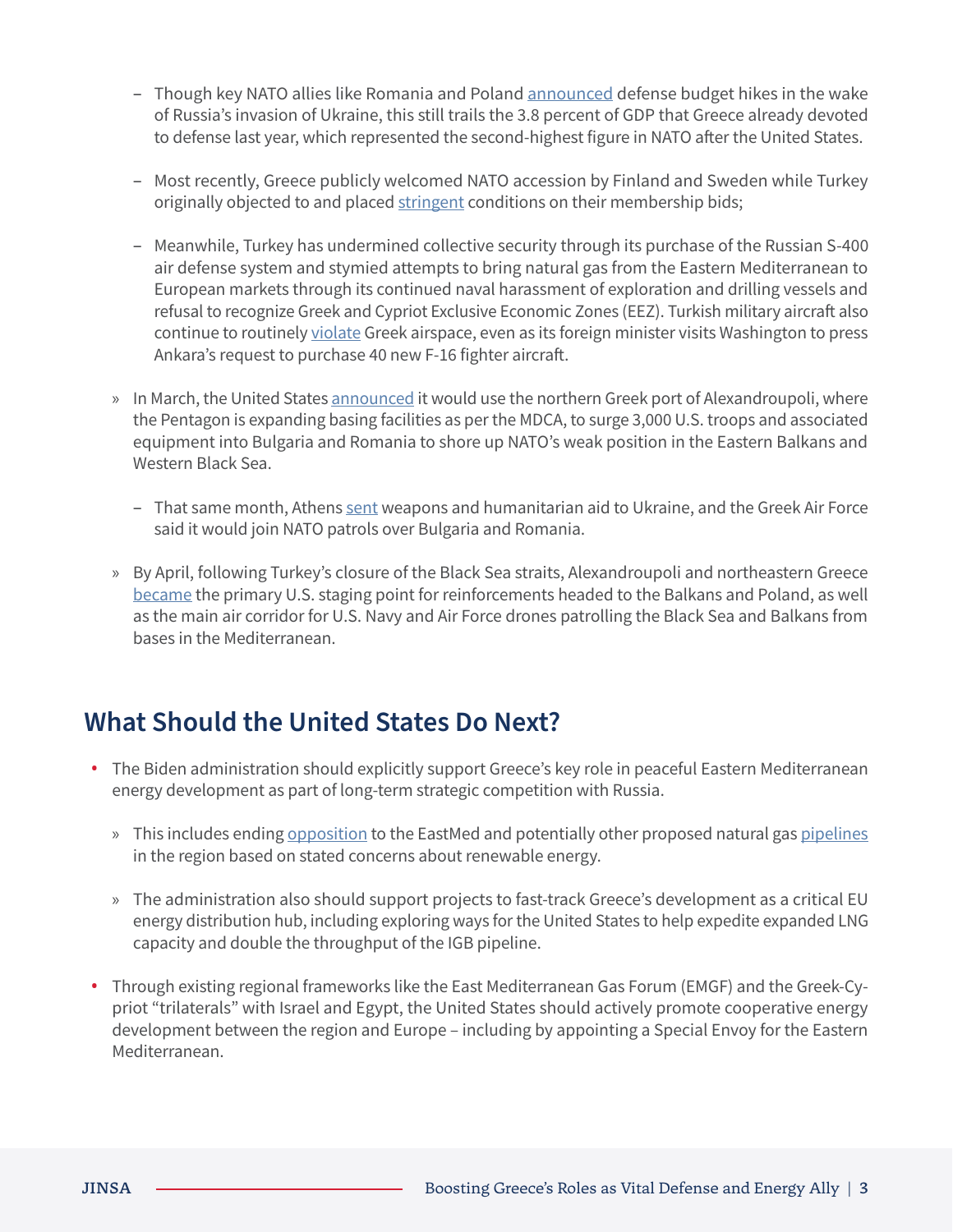- Though key NATO allies like Romania and Poland announced defense budget hikes in the wake of Russia's invasion of Ukraine, this still trails the 3.8 percent of GDP that Greece already devoted to defense last year, which represented the second-highest figure in NATO after the United States.

    - Most recently, Greece publicly welcomed NATO accession by Finland and Sweden while Turkey originally objected to and placed stringent conditions on their membership bids;

    - Meanwhile, Turkey has undermined collective security through its purchase of the Russian S-400 air defense system and stymied attempts to bring natural gas from the Eastern Mediterranean to European markets through its continued naval harassment of exploration and drilling vessels and refusal to recognize Greek and Cypriot Exclusive Economic Zones (EEZ). Turkish military aircraft also continue to routinely violate Greek airspace, even as its foreign minister visits Washington to press Ankara's request to purchase 40 new F-16 fighter aircraft.

  - In March, the United States announced it would use the northern Greek port of Alexandroupoli, where the Pentagon is expanding basing facilities as per the MDCA, to surge 3,000 U.S. troops and associated equipment into Bulgaria and Romania to shore up NATO's weak position in the Eastern Balkans and Western Black Sea.

    - That same month, Athens sent weapons and humanitarian aid to Ukraine, and the Greek Air Force said it would join NATO patrols over Bulgaria and Romania.

  - By April, following Turkey's closure of the Black Sea straits, Alexandroupoli and northeastern Greece became the primary U.S. staging point for reinforcements headed to the Balkans and Poland, as well as the main air corridor for U.S. Navy and Air Force drones patrolling the Black Sea and Balkans from bases in the Mediterranean.

## What Should the United States Do Next?

- The Biden administration should explicitly support Greece's key role in peaceful Eastern Mediterranean energy development as part of long-term strategic competition with Russia.

  - This includes ending opposition to the EastMed and potentially other proposed natural gas pipelines in the region based on stated concerns about renewable energy.

  - The administration also should support projects to fast-track Greece's development as a critical EU energy distribution hub, including exploring ways for the United States to help expedite expanded LNG capacity and double the throughput of the IGB pipeline.

- Through existing regional frameworks like the East Mediterranean Gas Forum (EMGF) and the Greek-Cypriot "trilaterals" with Israel and Egypt, the United States should actively promote cooperative energy development between the region and Europe – including by appointing a Special Envoy for the Eastern Mediterranean.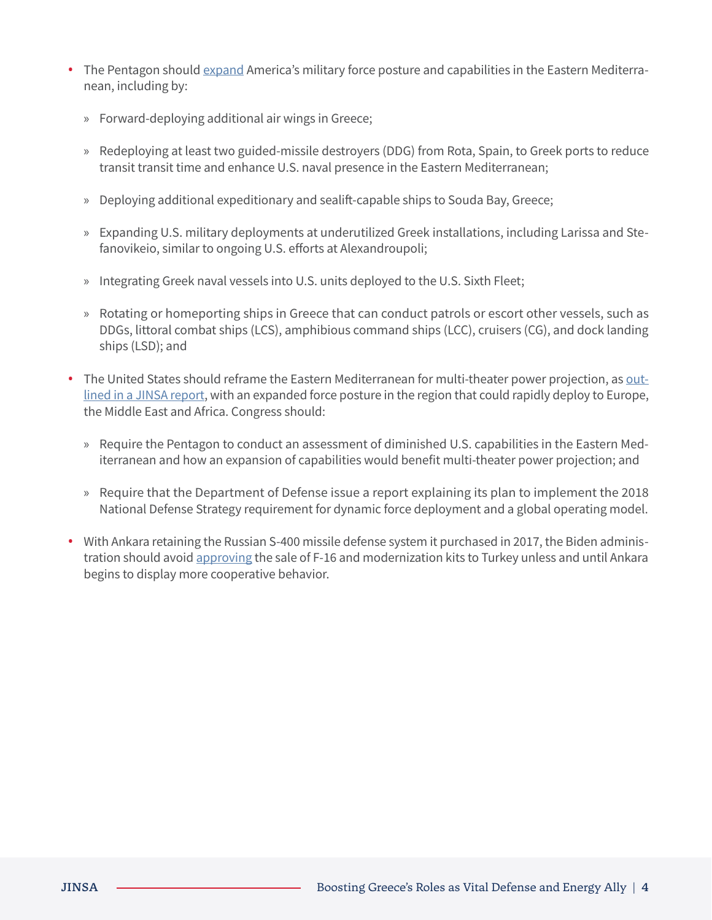- The Pentagon should expand America's military force posture and capabilities in the Eastern Mediterranean, including by:
  - Forward-deploying additional air wings in Greece;
  - Redeploying at least two guided-missile destroyers (DDG) from Rota, Spain, to Greek ports to reduce transit transit time and enhance U.S. naval presence in the Eastern Mediterranean;
  - Deploying additional expeditionary and sealift-capable ships to Souda Bay, Greece;
  - Expanding U.S. military deployments at underutilized Greek installations, including Larissa and Stefanovikeio, similar to ongoing U.S. efforts at Alexandroupoli;
  - Integrating Greek naval vessels into U.S. units deployed to the U.S. Sixth Fleet;
  - Rotating or homeporting ships in Greece that can conduct patrols or escort other vessels, such as DDGs, littoral combat ships (LCS), amphibious command ships (LCC), cruisers (CG), and dock landing ships (LSD); and
- The United States should reframe the Eastern Mediterranean for multi-theater power projection, as outlined in a JINSA report, with an expanded force posture in the region that could rapidly deploy to Europe, the Middle East and Africa. Congress should:
  - Require the Pentagon to conduct an assessment of diminished U.S. capabilities in the Eastern Mediterranean and how an expansion of capabilities would benefit multi-theater power projection; and
  - Require that the Department of Defense issue a report explaining its plan to implement the 2018 National Defense Strategy requirement for dynamic force deployment and a global operating model.
- With Ankara retaining the Russian S-400 missile defense system it purchased in 2017, the Biden administration should avoid approving the sale of F-16 and modernization kits to Turkey unless and until Ankara begins to display more cooperative behavior.